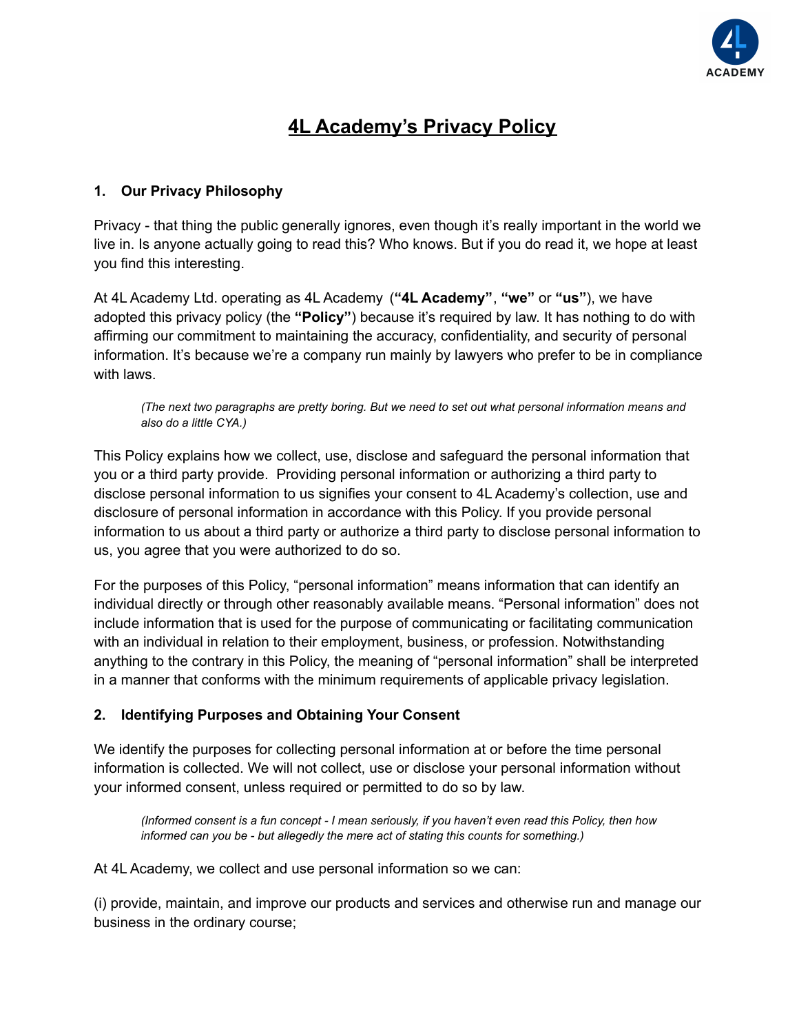# 4L Academy's Privacy Policy

## 1. Our Privacy Philosophy

Privacy - that thing the public generally ignores, even though it's really important in the world we live in. Is anyone actually going to read this? Who knows. But if you do read it, we hope at least you find this interesting.

At 4L Academy Ltd. operating as 4L Academy (**"4L Academy"**, **"we"** or **"us"**), we have adopted this privacy policy (the **"Policy"**) because it's required by law. It has nothing to do with affirming our commitment to maintaining the accuracy, confidentiality, and security of personal information. It's because we're a company run mainly by lawyers who prefer to be in compliance with laws.

> *(The next two paragraphs are pretty boring. But we need to set out what personal information means and also do a little CYA.)*

This Policy explains how we collect, use, disclose and safeguard the personal information that you or a third party provide. Providing personal information or authorizing a third party to disclose personal information to us signifies your consent to 4L Academy's collection, use and disclosure of personal information in accordance with this Policy. If you provide personal information to us about a third party or authorize a third party to disclose personal information to us, you agree that you were authorized to do so.

For the purposes of this Policy, "personal information" means information that can identify an individual directly or through other reasonably available means. "Personal information" does not include information that is used for the purpose of communicating or facilitating communication with an individual in relation to their employment, business, or profession. Notwithstanding anything to the contrary in this Policy, the meaning of "personal information" shall be interpreted in a manner that conforms with the minimum requirements of applicable privacy legislation.

## 2. Identifying Purposes and Obtaining Your Consent

We identify the purposes for collecting personal information at or before the time personal information is collected. We will not collect, use or disclose your personal information without your informed consent, unless required or permitted to do so by law.

> *(Informed consent is a fun concept - I mean seriously, if you haven't even read this Policy, then how informed can you be - but allegedly the mere act of stating this counts for something.)*

At 4L Academy, we collect and use personal information so we can:

(i) provide, maintain, and improve our products and services and otherwise run and manage our business in the ordinary course;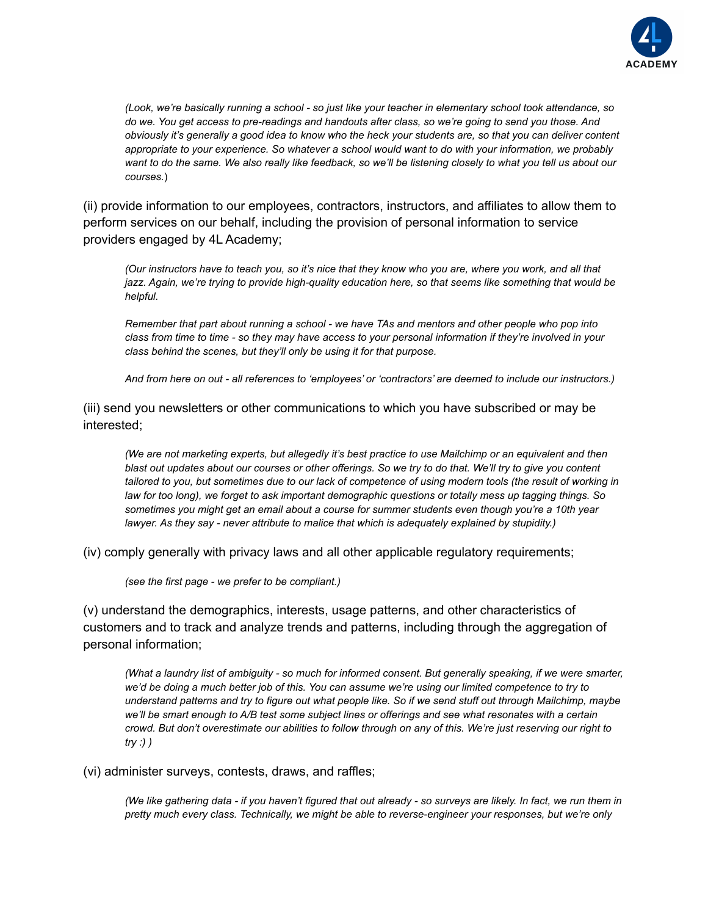*(Look, we're basically running a school - so just like your teacher in elementary school took attendance, so do we. You get access to pre-readings and handouts after class, so we're going to send you those. And obviously it's generally a good idea to know who the heck your students are, so that you can deliver content appropriate to your experience. So whatever a school would want to do with your information, we probably want to do the same. We also really like feedback, so we'll be listening closely to what you tell us about our courses.*)

(ii) provide information to our employees, contractors, instructors, and affiliates to allow them to perform services on our behalf, including the provision of personal information to service providers engaged by 4L Academy;

> *(Our instructors have to teach you, so it's nice that they know who you are, where you work, and all that jazz. Again, we're trying to provide high-quality education here, so that seems like something that would be helpful.*
>
> *Remember that part about running a school - we have TAs and mentors and other people who pop into class from time to time - so they may have access to your personal information if they're involved in your class behind the scenes, but they'll only be using it for that purpose.*
>
> *And from here on out - all references to 'employees' or 'contractors' are deemed to include our instructors.)*

(iii) send you newsletters or other communications to which you have subscribed or may be interested;

> *(We are not marketing experts, but allegedly it's best practice to use Mailchimp or an equivalent and then blast out updates about our courses or other offerings. So we try to do that. We'll try to give you content tailored to you, but sometimes due to our lack of competence of using modern tools (the result of working in law for too long), we forget to ask important demographic questions or totally mess up tagging things. So sometimes you might get an email about a course for summer students even though you're a 10th year lawyer. As they say - never attribute to malice that which is adequately explained by stupidity.)*

(iv) comply generally with privacy laws and all other applicable regulatory requirements;

> *(see the first page - we prefer to be compliant.)*

(v) understand the demographics, interests, usage patterns, and other characteristics of customers and to track and analyze trends and patterns, including through the aggregation of personal information;

> *(What a laundry list of ambiguity - so much for informed consent. But generally speaking, if we were smarter, we'd be doing a much better job of this. You can assume we're using our limited competence to try to understand patterns and try to figure out what people like. So if we send stuff out through Mailchimp, maybe we'll be smart enough to A/B test some subject lines or offerings and see what resonates with a certain crowd. But don't overestimate our abilities to follow through on any of this. We're just reserving our right to try :) )*

(vi) administer surveys, contests, draws, and raffles;

> *(We like gathering data - if you haven't figured that out already - so surveys are likely. In fact, we run them in pretty much every class. Technically, we might be able to reverse-engineer your responses, but we're only*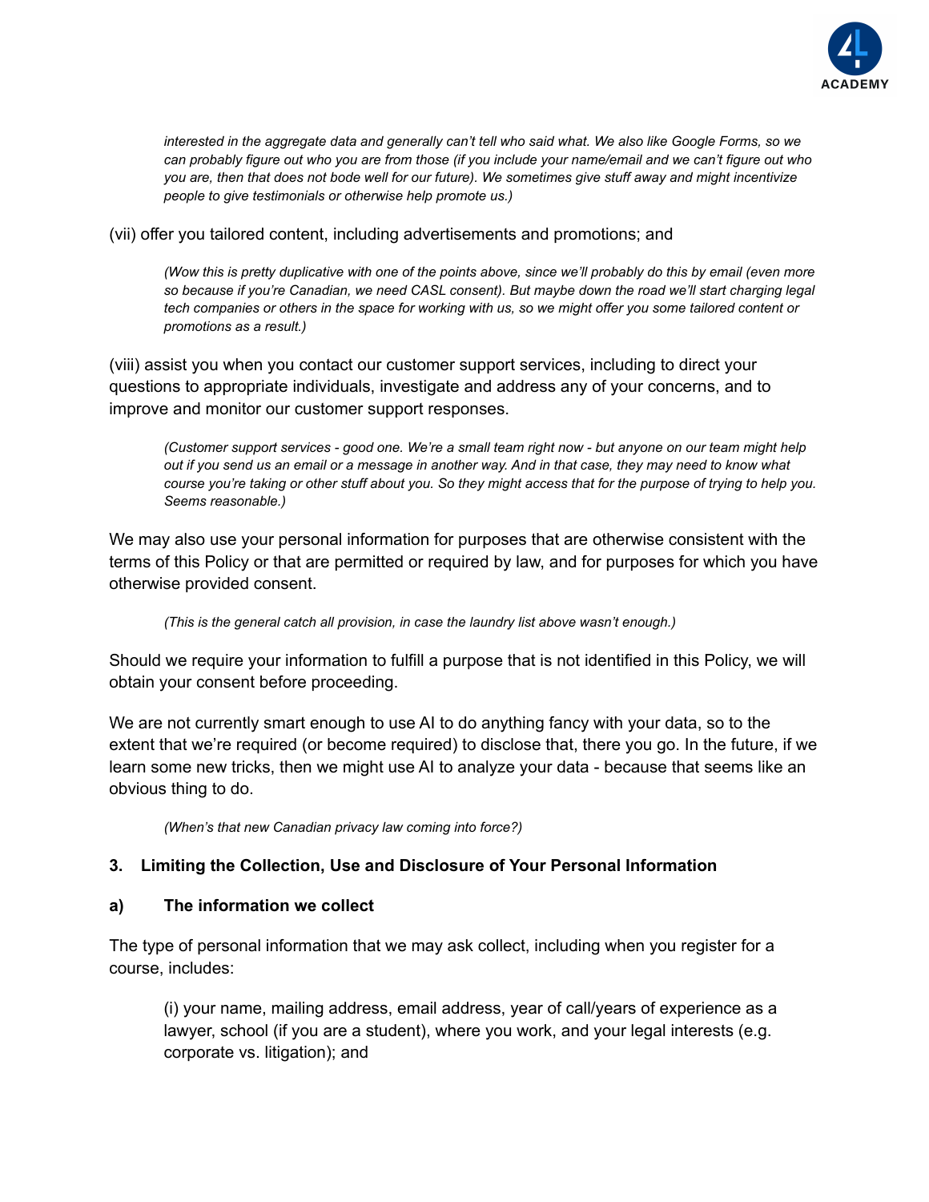*interested in the aggregate data and generally can't tell who said what. We also like Google Forms, so we can probably figure out who you are from those (if you include your name/email and we can't figure out who you are, then that does not bode well for our future). We sometimes give stuff away and might incentivize people to give testimonials or otherwise help promote us.)*

(vii) offer you tailored content, including advertisements and promotions; and

> *(Wow this is pretty duplicative with one of the points above, since we'll probably do this by email (even more so because if you're Canadian, we need CASL consent). But maybe down the road we'll start charging legal tech companies or others in the space for working with us, so we might offer you some tailored content or promotions as a result.)*

(viii) assist you when you contact our customer support services, including to direct your questions to appropriate individuals, investigate and address any of your concerns, and to improve and monitor our customer support responses.

> *(Customer support services - good one. We're a small team right now - but anyone on our team might help out if you send us an email or a message in another way. And in that case, they may need to know what course you're taking or other stuff about you. So they might access that for the purpose of trying to help you. Seems reasonable.)*

We may also use your personal information for purposes that are otherwise consistent with the terms of this Policy or that are permitted or required by law, and for purposes for which you have otherwise provided consent.

> *(This is the general catch all provision, in case the laundry list above wasn't enough.)*

Should we require your information to fulfill a purpose that is not identified in this Policy, we will obtain your consent before proceeding.

We are not currently smart enough to use AI to do anything fancy with your data, so to the extent that we're required (or become required) to disclose that, there you go. In the future, if we learn some new tricks, then we might use AI to analyze your data - because that seems like an obvious thing to do.

> *(When's that new Canadian privacy law coming into force?)*

### 3. Limiting the Collection, Use and Disclosure of Your Personal Information

#### a) The information we collect

The type of personal information that we may ask collect, including when you register for a course, includes:

> (i) your name, mailing address, email address, year of call/years of experience as a lawyer, school (if you are a student), where you work, and your legal interests (e.g. corporate vs. litigation); and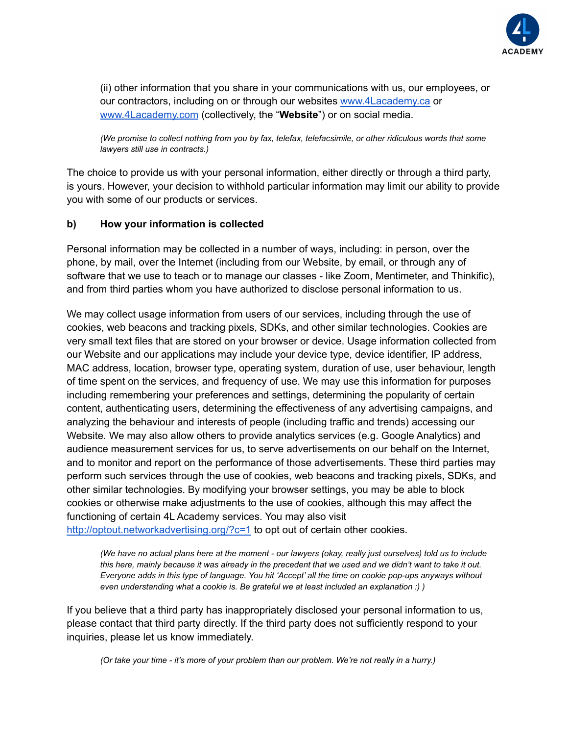(ii) other information that you share in your communications with us, our employees, or our contractors, including on or through our websites [www.4Lacademy.ca](http://www.4Lacademy.ca) or [www.4Lacademy.com](http://www.4Lacademy.com) (collectively, the "**Website**") or on social media.

*(We promise to collect nothing from you by fax, telefax, telefacsimile, or other ridiculous words that some lawyers still use in contracts.)*

The choice to provide us with your personal information, either directly or through a third party, is yours. However, your decision to withhold particular information may limit our ability to provide you with some of our products or services.

**b) How your information is collected**

Personal information may be collected in a number of ways, including: in person, over the phone, by mail, over the Internet (including from our Website, by email, or through any of software that we use to teach or to manage our classes - like Zoom, Mentimeter, and Thinkific), and from third parties whom you have authorized to disclose personal information to us.

We may collect usage information from users of our services, including through the use of cookies, web beacons and tracking pixels, SDKs, and other similar technologies. Cookies are very small text files that are stored on your browser or device. Usage information collected from our Website and our applications may include your device type, device identifier, IP address, MAC address, location, browser type, operating system, duration of use, user behaviour, length of time spent on the services, and frequency of use. We may use this information for purposes including remembering your preferences and settings, determining the popularity of certain content, authenticating users, determining the effectiveness of any advertising campaigns, and analyzing the behaviour and interests of people (including traffic and trends) accessing our Website. We may also allow others to provide analytics services (e.g. Google Analytics) and audience measurement services for us, to serve advertisements on our behalf on the Internet, and to monitor and report on the performance of those advertisements. These third parties may perform such services through the use of cookies, web beacons and tracking pixels, SDKs, and other similar technologies. By modifying your browser settings, you may be able to block cookies or otherwise make adjustments to the use of cookies, although this may affect the functioning of certain 4L Academy services. You may also visit [http://optout.networkadvertising.org/?c=1](http://optout.networkadvertising.org/?c=1) to opt out of certain other cookies.

*(We have no actual plans here at the moment - our lawyers (okay, really just ourselves) told us to include this here, mainly because it was already in the precedent that we used and we didn't want to take it out. Everyone adds in this type of language. You hit 'Accept' all the time on cookie pop-ups anyways without even understanding what a cookie is. Be grateful we at least included an explanation :) )*

If you believe that a third party has inappropriately disclosed your personal information to us, please contact that third party directly. If the third party does not sufficiently respond to your inquiries, please let us know immediately.

*(Or take your time - it's more of your problem than our problem. We're not really in a hurry.)*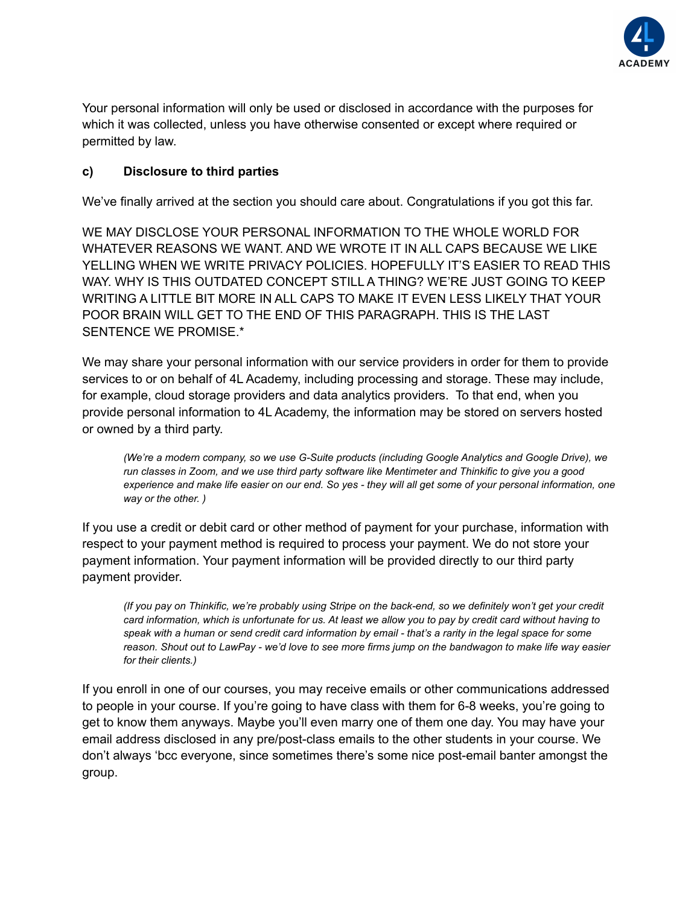Your personal information will only be used or disclosed in accordance with the purposes for which it was collected, unless you have otherwise consented or except where required or permitted by law.

**c) Disclosure to third parties**

We've finally arrived at the section you should care about. Congratulations if you got this far.

WE MAY DISCLOSE YOUR PERSONAL INFORMATION TO THE WHOLE WORLD FOR WHATEVER REASONS WE WANT. AND WE WROTE IT IN ALL CAPS BECAUSE WE LIKE YELLING WHEN WE WRITE PRIVACY POLICIES. HOPEFULLY IT'S EASIER TO READ THIS WAY. WHY IS THIS OUTDATED CONCEPT STILL A THING? WE'RE JUST GOING TO KEEP WRITING A LITTLE BIT MORE IN ALL CAPS TO MAKE IT EVEN LESS LIKELY THAT YOUR POOR BRAIN WILL GET TO THE END OF THIS PARAGRAPH. THIS IS THE LAST SENTENCE WE PROMISE.*

We may share your personal information with our service providers in order for them to provide services to or on behalf of 4L Academy, including processing and storage. These may include, for example, cloud storage providers and data analytics providers. To that end, when you provide personal information to 4L Academy, the information may be stored on servers hosted or owned by a third party.

> *(We're a modern company, so we use G-Suite products (including Google Analytics and Google Drive), we run classes in Zoom, and we use third party software like Mentimeter and Thinkific to give you a good experience and make life easier on our end. So yes - they will all get some of your personal information, one way or the other. )*

If you use a credit or debit card or other method of payment for your purchase, information with respect to your payment method is required to process your payment. We do not store your payment information. Your payment information will be provided directly to our third party payment provider.

> *(If you pay on Thinkific, we're probably using Stripe on the back-end, so we definitely won't get your credit card information, which is unfortunate for us. At least we allow you to pay by credit card without having to speak with a human or send credit card information by email - that's a rarity in the legal space for some reason. Shout out to LawPay - we'd love to see more firms jump on the bandwagon to make life way easier for their clients.)*

If you enroll in one of our courses, you may receive emails or other communications addressed to people in your course. If you're going to have class with them for 6-8 weeks, you're going to get to know them anyways. Maybe you'll even marry one of them one day. You may have your email address disclosed in any pre/post-class emails to the other students in your course. We don't always 'bcc everyone, since sometimes there's some nice post-email banter amongst the group.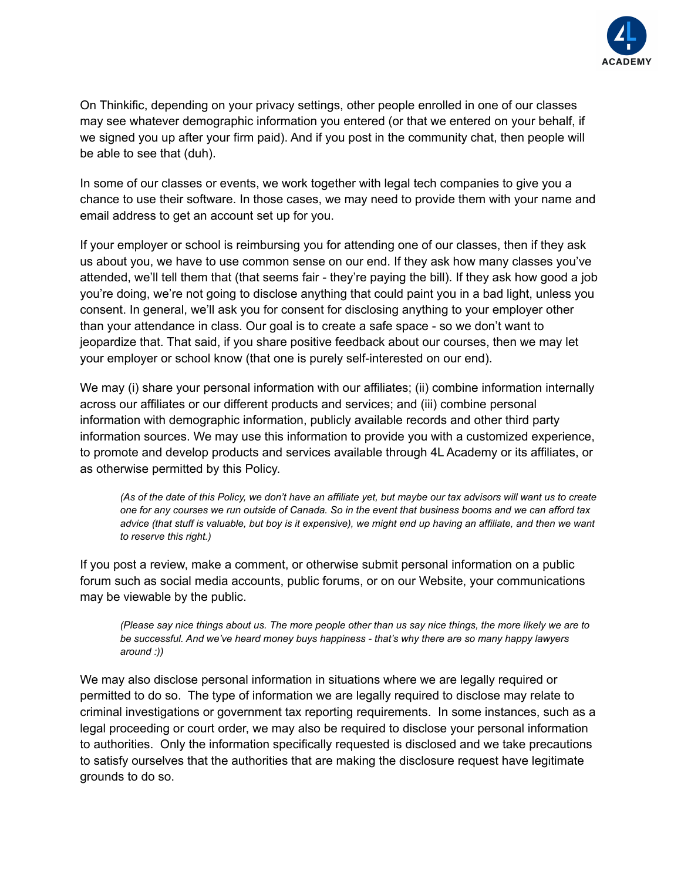On Thinkific, depending on your privacy settings, other people enrolled in one of our classes may see whatever demographic information you entered (or that we entered on your behalf, if we signed you up after your firm paid). And if you post in the community chat, then people will be able to see that (duh).

In some of our classes or events, we work together with legal tech companies to give you a chance to use their software. In those cases, we may need to provide them with your name and email address to get an account set up for you.

If your employer or school is reimbursing you for attending one of our classes, then if they ask us about you, we have to use common sense on our end. If they ask how many classes you've attended, we'll tell them that (that seems fair - they're paying the bill). If they ask how good a job you're doing, we're not going to disclose anything that could paint you in a bad light, unless you consent. In general, we'll ask you for consent for disclosing anything to your employer other than your attendance in class. Our goal is to create a safe space - so we don't want to jeopardize that. That said, if you share positive feedback about our courses, then we may let your employer or school know (that one is purely self-interested on our end).

We may (i) share your personal information with our affiliates; (ii) combine information internally across our affiliates or our different products and services; and (iii) combine personal information with demographic information, publicly available records and other third party information sources. We may use this information to provide you with a customized experience, to promote and develop products and services available through 4L Academy or its affiliates, or as otherwise permitted by this Policy.

> *(As of the date of this Policy, we don't have an affiliate yet, but maybe our tax advisors will want us to create one for any courses we run outside of Canada. So in the event that business booms and we can afford tax advice (that stuff is valuable, but boy is it expensive), we might end up having an affiliate, and then we want to reserve this right.)*

If you post a review, make a comment, or otherwise submit personal information on a public forum such as social media accounts, public forums, or on our Website, your communications may be viewable by the public.

> *(Please say nice things about us. The more people other than us say nice things, the more likely we are to be successful. And we've heard money buys happiness - that's why there are so many happy lawyers around :))*

We may also disclose personal information in situations where we are legally required or permitted to do so. The type of information we are legally required to disclose may relate to criminal investigations or government tax reporting requirements. In some instances, such as a legal proceeding or court order, we may also be required to disclose your personal information to authorities. Only the information specifically requested is disclosed and we take precautions to satisfy ourselves that the authorities that are making the disclosure request have legitimate grounds to do so.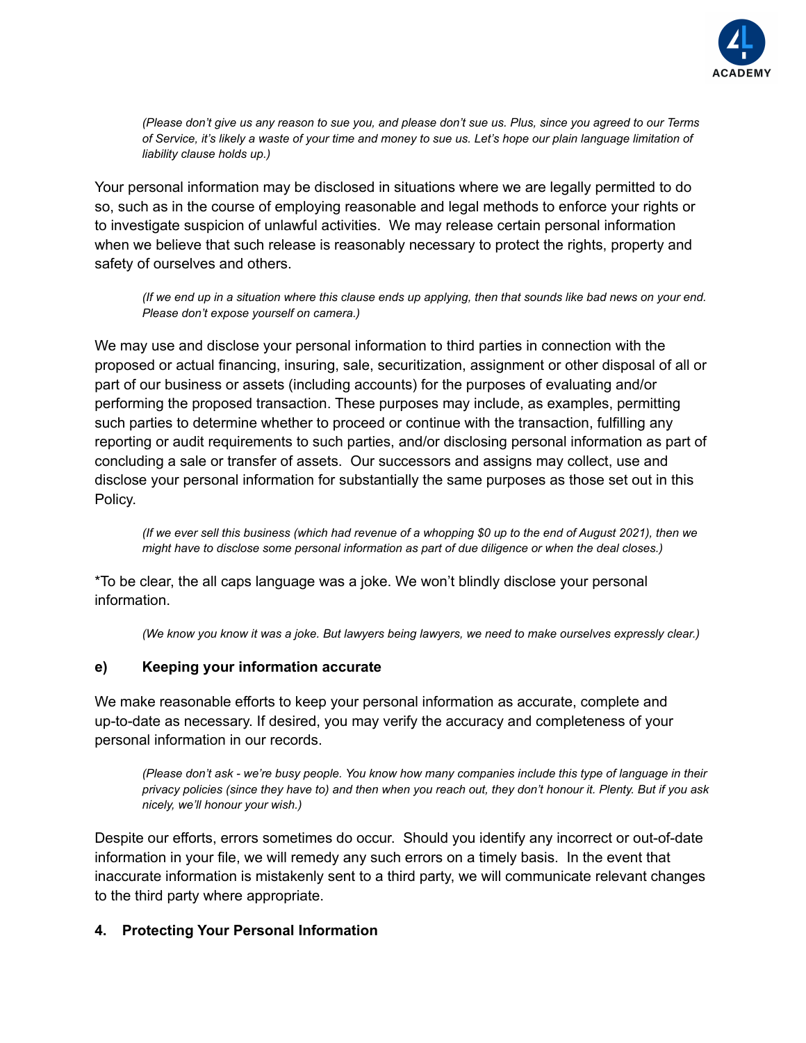*(Please don't give us any reason to sue you, and please don't sue us. Plus, since you agreed to our Terms of Service, it's likely a waste of your time and money to sue us. Let's hope our plain language limitation of liability clause holds up.)*

Your personal information may be disclosed in situations where we are legally permitted to do so, such as in the course of employing reasonable and legal methods to enforce your rights or to investigate suspicion of unlawful activities. We may release certain personal information when we believe that such release is reasonably necessary to protect the rights, property and safety of ourselves and others.

*(If we end up in a situation where this clause ends up applying, then that sounds like bad news on your end. Please don't expose yourself on camera.)*

We may use and disclose your personal information to third parties in connection with the proposed or actual financing, insuring, sale, securitization, assignment or other disposal of all or part of our business or assets (including accounts) for the purposes of evaluating and/or performing the proposed transaction. These purposes may include, as examples, permitting such parties to determine whether to proceed or continue with the transaction, fulfilling any reporting or audit requirements to such parties, and/or disclosing personal information as part of concluding a sale or transfer of assets. Our successors and assigns may collect, use and disclose your personal information for substantially the same purposes as those set out in this Policy.

*(If we ever sell this business (which had revenue of a whopping $0 up to the end of August 2021), then we might have to disclose some personal information as part of due diligence or when the deal closes.)*

*To be clear, the all caps language was a joke. We won't blindly disclose your personal information.

*(We know you know it was a joke. But lawyers being lawyers, we need to make ourselves expressly clear.)*

### e) Keeping your information accurate

We make reasonable efforts to keep your personal information as accurate, complete and up-to-date as necessary. If desired, you may verify the accuracy and completeness of your personal information in our records.

*(Please don't ask - we're busy people. You know how many companies include this type of language in their privacy policies (since they have to) and then when you reach out, they don't honour it. Plenty. But if you ask nicely, we'll honour your wish.)*

Despite our efforts, errors sometimes do occur. Should you identify any incorrect or out-of-date information in your file, we will remedy any such errors on a timely basis. In the event that inaccurate information is mistakenly sent to a third party, we will communicate relevant changes to the third party where appropriate.

## 4. Protecting Your Personal Information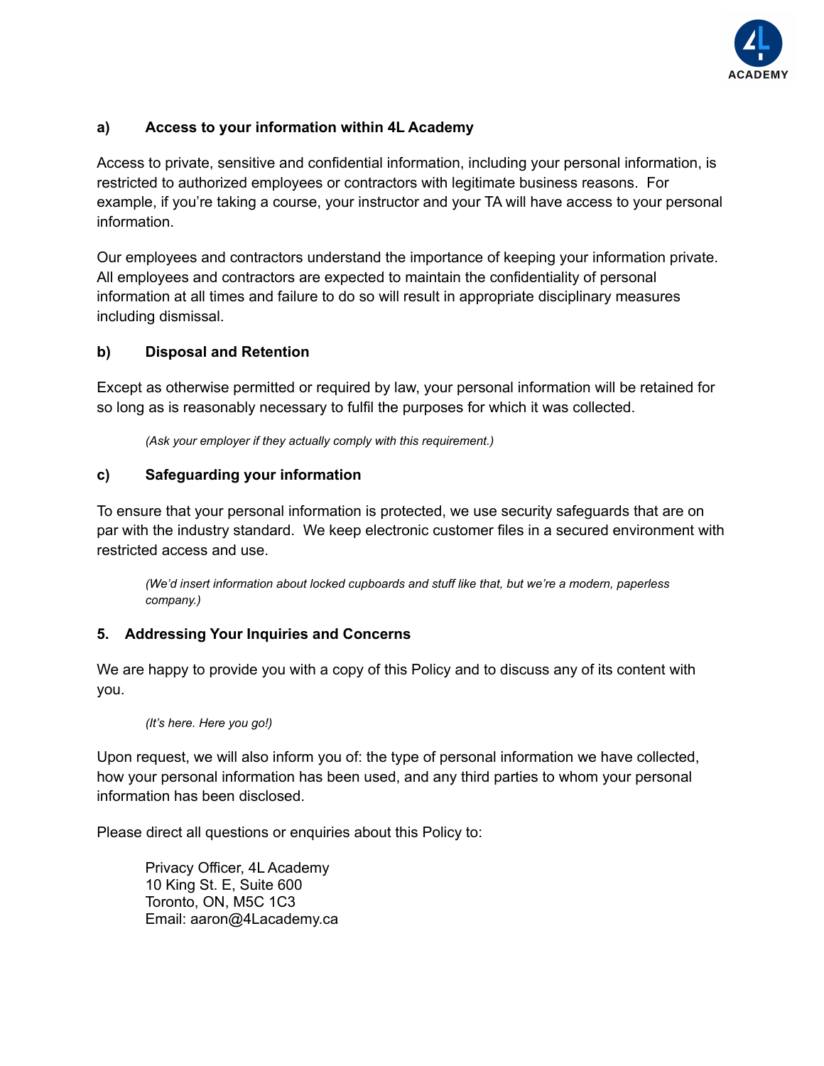### a) Access to your information within 4L Academy

Access to private, sensitive and confidential information, including your personal information, is restricted to authorized employees or contractors with legitimate business reasons. For example, if you're taking a course, your instructor and your TA will have access to your personal information.

Our employees and contractors understand the importance of keeping your information private. All employees and contractors are expected to maintain the confidentiality of personal information at all times and failure to do so will result in appropriate disciplinary measures including dismissal.

### b) Disposal and Retention

Except as otherwise permitted or required by law, your personal information will be retained for so long as is reasonably necessary to fulfil the purposes for which it was collected.

> *(Ask your employer if they actually comply with this requirement.)*

### c) Safeguarding your information

To ensure that your personal information is protected, we use security safeguards that are on par with the industry standard. We keep electronic customer files in a secured environment with restricted access and use.

> *(We'd insert information about locked cupboards and stuff like that, but we're a modern, paperless company.)*

## 5. Addressing Your Inquiries and Concerns

We are happy to provide you with a copy of this Policy and to discuss any of its content with you.

> *(It's here. Here you go!)*

Upon request, we will also inform you of: the type of personal information we have collected, how your personal information has been used, and any third parties to whom your personal information has been disclosed.

Please direct all questions or enquiries about this Policy to:

> Privacy Officer, 4L Academy
> 10 King St. E, Suite 600
> Toronto, ON, M5C 1C3
> Email: aaron@4Lacademy.ca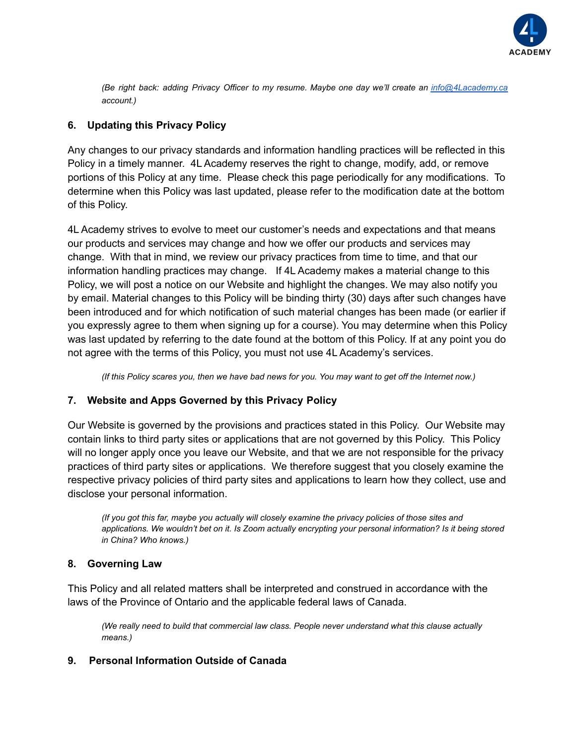*(Be right back: adding Privacy Officer to my resume. Maybe one day we'll create an [info@4Lacademy.ca](mailto:info@4Lacademy.ca) account.)*

## 6. Updating this Privacy Policy

Any changes to our privacy standards and information handling practices will be reflected in this Policy in a timely manner. 4L Academy reserves the right to change, modify, add, or remove portions of this Policy at any time. Please check this page periodically for any modifications. To determine when this Policy was last updated, please refer to the modification date at the bottom of this Policy.

4L Academy strives to evolve to meet our customer's needs and expectations and that means our products and services may change and how we offer our products and services may change. With that in mind, we review our privacy practices from time to time, and that our information handling practices may change. If 4L Academy makes a material change to this Policy, we will post a notice on our Website and highlight the changes. We may also notify you by email. Material changes to this Policy will be binding thirty (30) days after such changes have been introduced and for which notification of such material changes has been made (or earlier if you expressly agree to them when signing up for a course). You may determine when this Policy was last updated by referring to the date found at the bottom of this Policy. If at any point you do not agree with the terms of this Policy, you must not use 4L Academy's services.

*(If this Policy scares you, then we have bad news for you. You may want to get off the Internet now.)*

## 7. Website and Apps Governed by this Privacy Policy

Our Website is governed by the provisions and practices stated in this Policy. Our Website may contain links to third party sites or applications that are not governed by this Policy. This Policy will no longer apply once you leave our Website, and that we are not responsible for the privacy practices of third party sites or applications. We therefore suggest that you closely examine the respective privacy policies of third party sites and applications to learn how they collect, use and disclose your personal information.

*(If you got this far, maybe you actually will closely examine the privacy policies of those sites and applications. We wouldn't bet on it. Is Zoom actually encrypting your personal information? Is it being stored in China? Who knows.)*

## 8. Governing Law

This Policy and all related matters shall be interpreted and construed in accordance with the laws of the Province of Ontario and the applicable federal laws of Canada.

*(We really need to build that commercial law class. People never understand what this clause actually means.)*

## 9. Personal Information Outside of Canada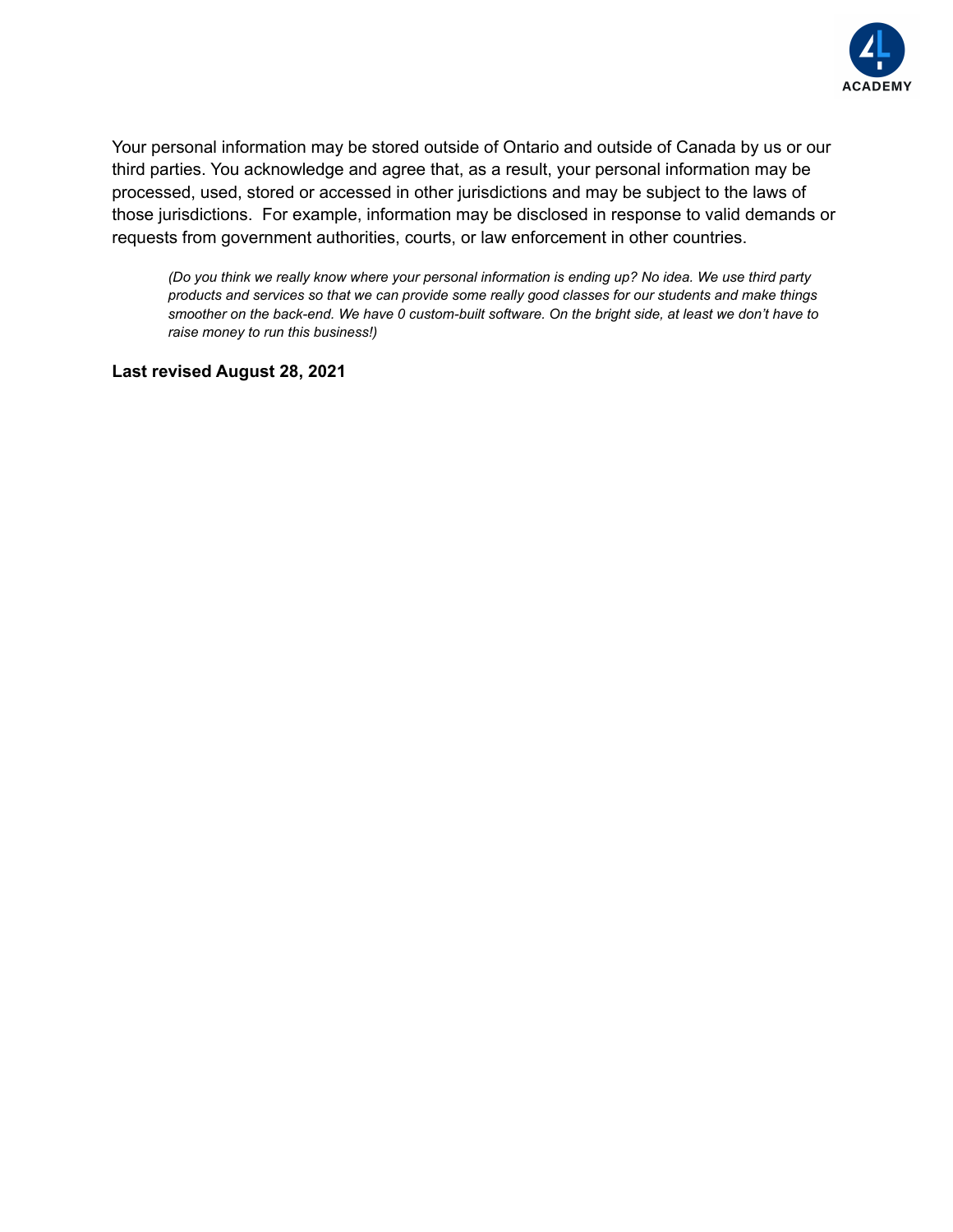Your personal information may be stored outside of Ontario and outside of Canada by us or our third parties. You acknowledge and agree that, as a result, your personal information may be processed, used, stored or accessed in other jurisdictions and may be subject to the laws of those jurisdictions. For example, information may be disclosed in response to valid demands or requests from government authorities, courts, or law enforcement in other countries.

> *(Do you think we really know where your personal information is ending up? No idea. We use third party products and services so that we can provide some really good classes for our students and make things smoother on the back-end. We have 0 custom-built software. On the bright side, at least we don't have to raise money to run this business!)*

**Last revised August 28, 2021**